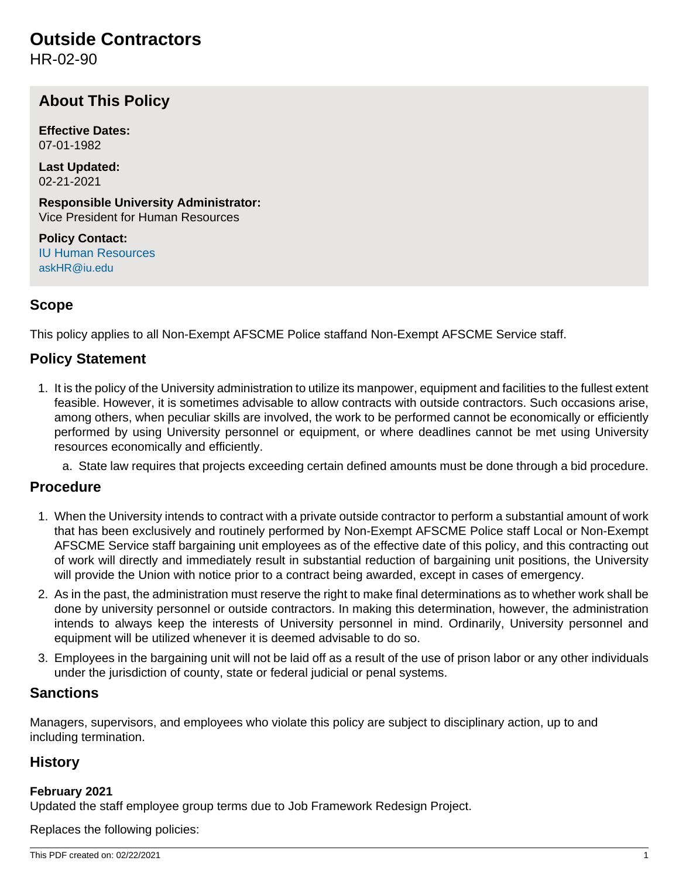# Outside Contractors

HR-02-90

## About This Policy

**Effective Dates:**
07-01-1982

**Last Updated:**
02-21-2021

**Responsible University Administrator:**
Vice President for Human Resources

**Policy Contact:**
IU Human Resources
askHR@iu.edu

## Scope

This policy applies to all Non-Exempt AFSCME Police staffand Non-Exempt AFSCME Service staff.

## Policy Statement

1. It is the policy of the University administration to utilize its manpower, equipment and facilities to the fullest extent feasible. However, it is sometimes advisable to allow contracts with outside contractors. Such occasions arise, among others, when peculiar skills are involved, the work to be performed cannot be economically or efficiently performed by using University personnel or equipment, or where deadlines cannot be met using University resources economically and efficiently.
    a. State law requires that projects exceeding certain defined amounts must be done through a bid procedure.

## Procedure

1. When the University intends to contract with a private outside contractor to perform a substantial amount of work that has been exclusively and routinely performed by Non-Exempt AFSCME Police staff Local or Non-Exempt AFSCME Service staff bargaining unit employees as of the effective date of this policy, and this contracting out of work will directly and immediately result in substantial reduction of bargaining unit positions, the University will provide the Union with notice prior to a contract being awarded, except in cases of emergency.
2. As in the past, the administration must reserve the right to make final determinations as to whether work shall be done by university personnel or outside contractors. In making this determination, however, the administration intends to always keep the interests of University personnel in mind. Ordinarily, University personnel and equipment will be utilized whenever it is deemed advisable to do so.
3. Employees in the bargaining unit will not be laid off as a result of the use of prison labor or any other individuals under the jurisdiction of county, state or federal judicial or penal systems.

## Sanctions

Managers, supervisors, and employees who violate this policy are subject to disciplinary action, up to and including termination.

## History

**February 2021**
Updated the staff employee group terms due to Job Framework Redesign Project.

Replaces the following policies: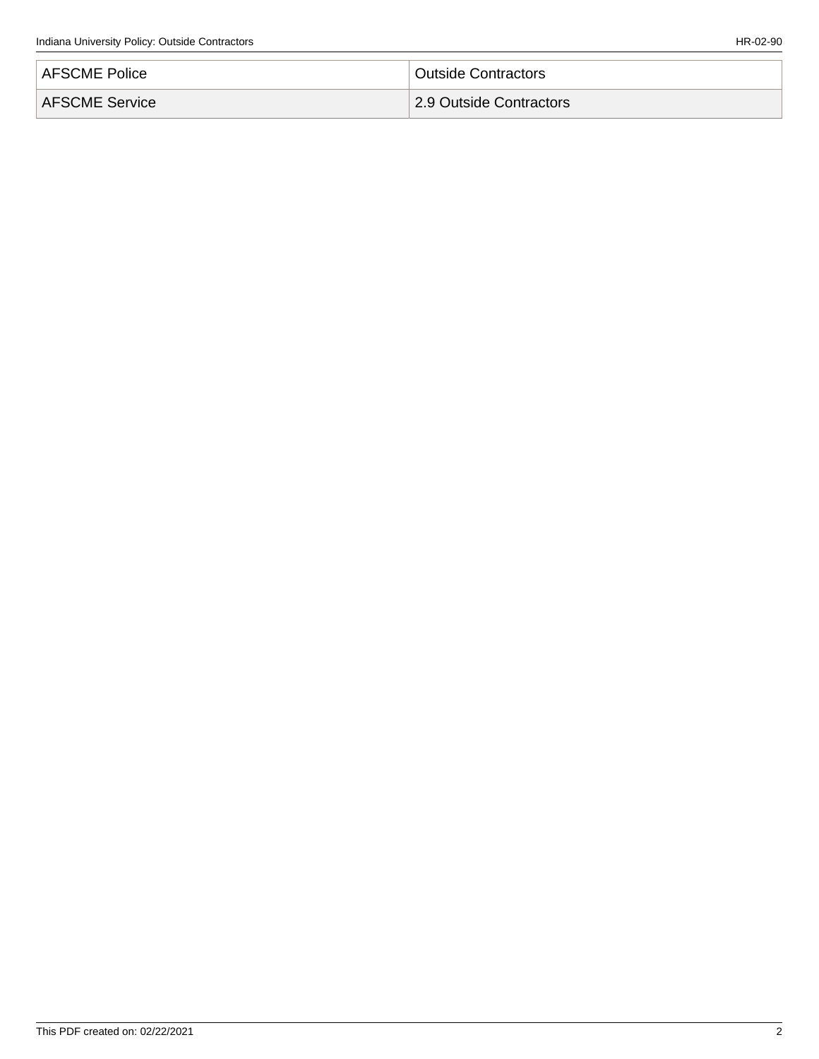| | |
|---|---|
| AFSCME Police | Outside Contractors |
| AFSCME Service | 2.9 Outside Contractors |